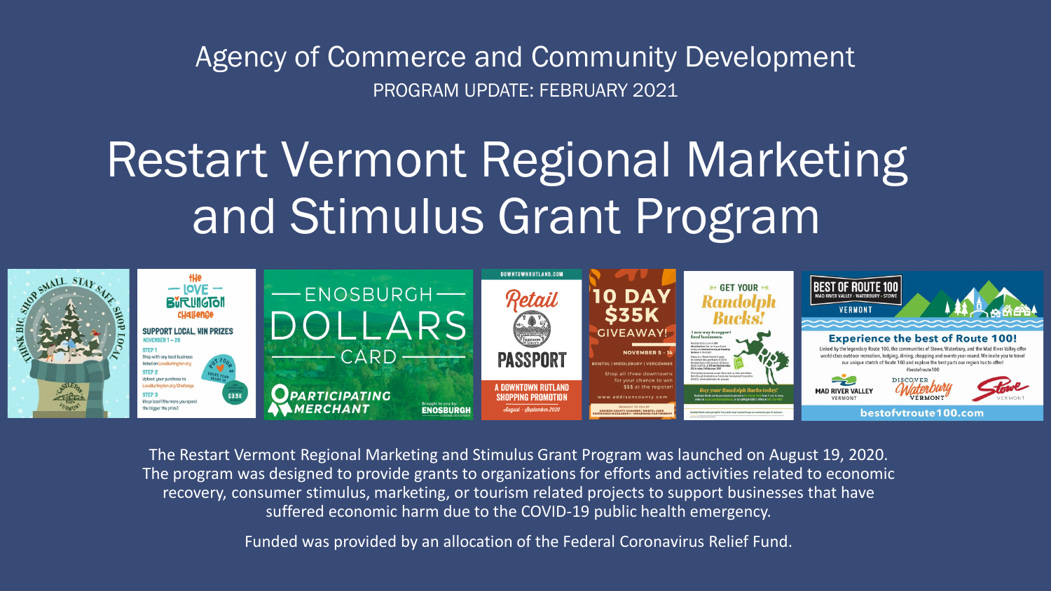Agency of Commerce and Community Development

PROGRAM UPDATE: FEBRUARY 2021

# Restart Vermont Regional Marketing and Stimulus Grant Program

The Restart Vermont Regional Marketing and Stimulus Grant Program was launched on August 19, 2020. The program was designed to provide grants to organizations for efforts and activities related to economic recovery, consumer stimulus, marketing, or tourism related projects to support businesses that have suffered economic harm due to the COVID-19 public health emergency.

Funded was provided by an allocation of the Federal Coronavirus Relief Fund.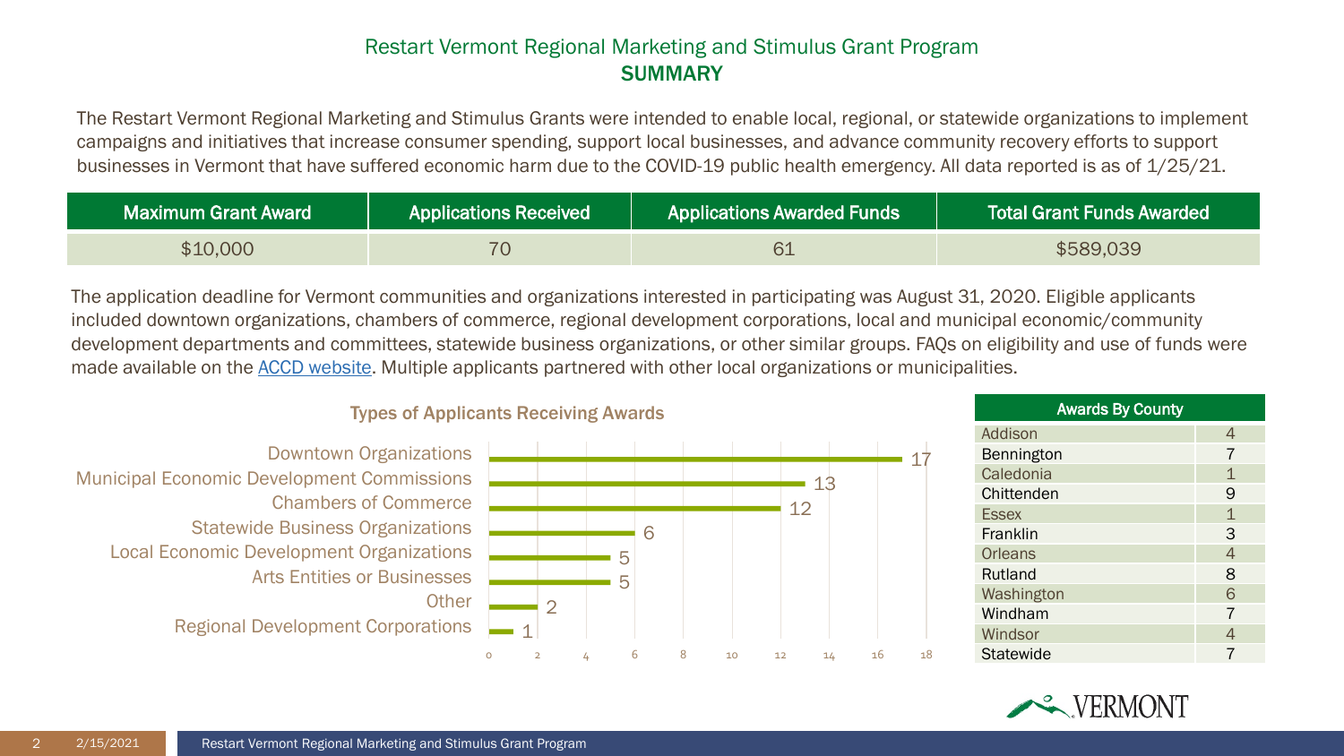## Restart Vermont Regional Marketing and Stimulus Grant Program

## SUMMARY

The Restart Vermont Regional Marketing and Stimulus Grants were intended to enable local, regional, or statewide organizations to implement campaigns and initiatives that increase consumer spending, support local businesses, and advance community recovery efforts to support businesses in Vermont that have suffered economic harm due to the COVID-19 public health emergency. All data reported is as of 1/25/21.

| Maximum Grant Award | Applications Received | Applications Awarded Funds | Total Grant Funds Awarded |
|---|---|---|---|
| $10,000 | 70 | 61 | $589,039 |

The application deadline for Vermont communities and organizations interested in participating was August 31, 2020. Eligible applicants included downtown organizations, chambers of commerce, regional development corporations, local and municipal economic/community development departments and committees, statewide business organizations, or other similar groups. FAQs on eligibility and use of funds were made available on the ACCD website. Multiple applicants partnered with other local organizations or municipalities.

**Types of Applicants Receiving Awards**

| Type | Awards |
|---|---|
| Downtown Organizations | 17 |
| Municipal Economic Development Commissions | 13 |
| Chambers of Commerce | 12 |
| Statewide Business Organizations | 6 |
| Local Economic Development Organizations | 5 |
| Arts Entities or Businesses | 5 |
| Other | 2 |
| Regional Development Corporations | 1 |

| Awards By County | |
|---|---|
| Addison | 4 |
| Bennington | 7 |
| Caledonia | 1 |
| Chittenden | 9 |
| Essex | 1 |
| Franklin | 3 |
| Orleans | 4 |
| Rutland | 8 |
| Washington | 6 |
| Windham | 7 |
| Windsor | 4 |
| Statewide | 7 |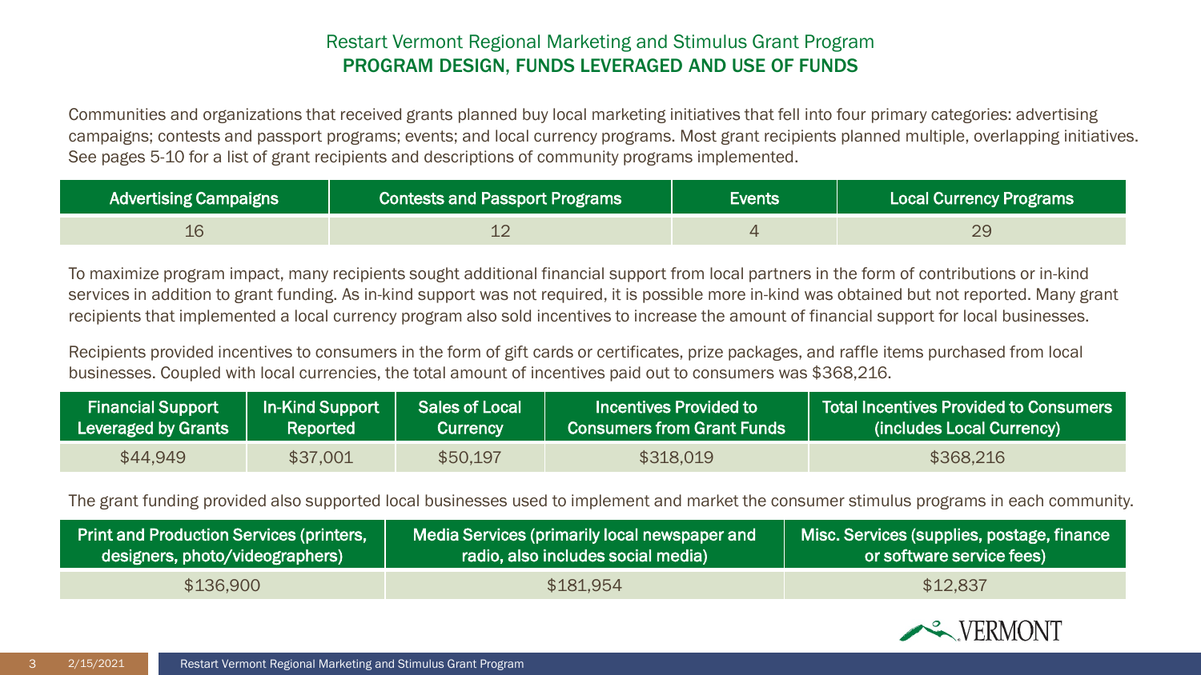## Restart Vermont Regional Marketing and Stimulus Grant Program

### PROGRAM DESIGN, FUNDS LEVERAGED AND USE OF FUNDS

Communities and organizations that received grants planned buy local marketing initiatives that fell into four primary categories: advertising campaigns; contests and passport programs; events; and local currency programs. Most grant recipients planned multiple, overlapping initiatives. See pages 5-10 for a list of grant recipients and descriptions of community programs implemented.

| Advertising Campaigns | Contests and Passport Programs | Events | Local Currency Programs |
| --- | --- | --- | --- |
| 16 | 12 | 4 | 29 |

To maximize program impact, many recipients sought additional financial support from local partners in the form of contributions or in-kind services in addition to grant funding. As in-kind support was not required, it is possible more in-kind was obtained but not reported. Many grant recipients that implemented a local currency program also sold incentives to increase the amount of financial support for local businesses.

Recipients provided incentives to consumers in the form of gift cards or certificates, prize packages, and raffle items purchased from local businesses. Coupled with local currencies, the total amount of incentives paid out to consumers was $368,216.

| Financial Support Leveraged by Grants | In-Kind Support Reported | Sales of Local Currency | Incentives Provided to Consumers from Grant Funds | Total Incentives Provided to Consumers (includes Local Currency) |
| --- | --- | --- | --- | --- |
| $44,949 | $37,001 | $50,197 | $318,019 | $368,216 |

The grant funding provided also supported local businesses used to implement and market the consumer stimulus programs in each community.

| Print and Production Services (printers, designers, photo/videographers) | Media Services (primarily local newspaper and radio, also includes social media) | Misc. Services (supplies, postage, finance or software service fees) |
| --- | --- | --- |
| $136,900 | $181,954 | $12,837 |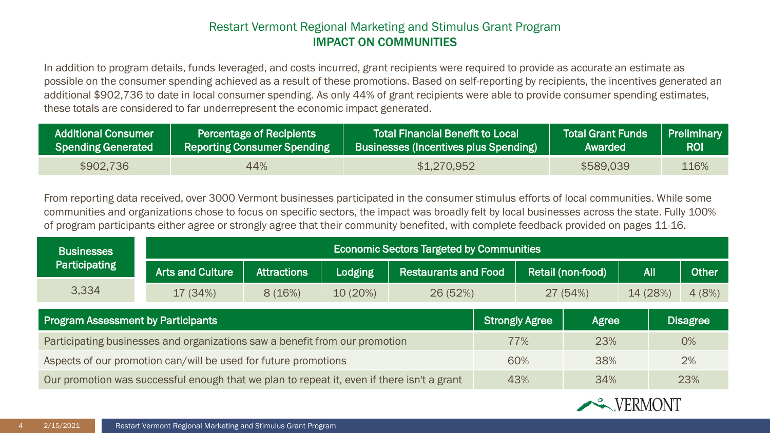## Restart Vermont Regional Marketing and Stimulus Grant Program

## IMPACT ON COMMUNITIES

In addition to program details, funds leveraged, and costs incurred, grant recipients were required to provide as accurate an estimate as possible on the consumer spending achieved as a result of these promotions. Based on self-reporting by recipients, the incentives generated an additional $902,736 to date in local consumer spending. As only 44% of grant recipients were able to provide consumer spending estimates, these totals are considered to far underrepresent the economic impact generated.

| Additional Consumer Spending Generated | Percentage of Recipients Reporting Consumer Spending | Total Financial Benefit to Local Businesses (Incentives plus Spending) | Total Grant Funds Awarded | Preliminary ROI |
|---|---|---|---|---|
| $902,736 | 44% | $1,270,952 | $589,039 | 116% |

From reporting data received, over 3000 Vermont businesses participated in the consumer stimulus efforts of local communities. While some communities and organizations chose to focus on specific sectors, the impact was broadly felt by local businesses across the state. Fully 100% of program participants either agree or strongly agree that their community benefited, with complete feedback provided on pages 11-16.

| Businesses Participating |
|---|
| 3,334 |

| Economic Sectors Targeted by Communities | | | | | | |
|---|---|---|---|---|---|---|
| Arts and Culture | Attractions | Lodging | Restaurants and Food | Retail (non-food) | All | Other |
| 17 (34%) | 8 (16%) | 10 (20%) | 26 (52%) | 27 (54%) | 14 (28%) | 4 (8%) |

| Program Assessment by Participants | Strongly Agree | Agree | Disagree |
|---|---|---|---|
| Participating businesses and organizations saw a benefit from our promotion | 77% | 23% | 0% |
| Aspects of our promotion can/will be used for future promotions | 60% | 38% | 2% |
| Our promotion was successful enough that we plan to repeat it, even if there isn't a grant | 43% | 34% | 23% |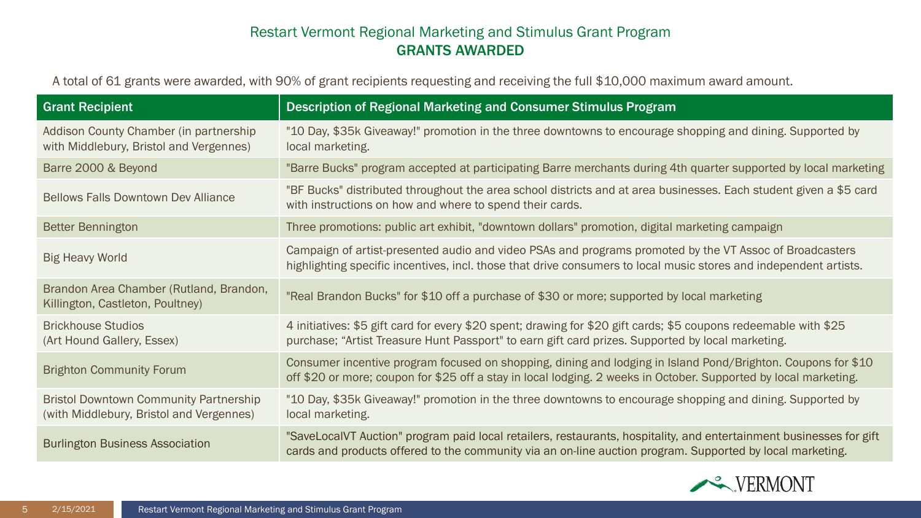## Restart Vermont Regional Marketing and Stimulus Grant Program
## GRANTS AWARDED

A total of 61 grants were awarded, with 90% of grant recipients requesting and receiving the full $10,000 maximum award amount.

| Grant Recipient | Description of Regional Marketing and Consumer Stimulus Program |
|---|---|
| Addison County Chamber (in partnership with Middlebury, Bristol and Vergennes) | "10 Day, $35k Giveaway!" promotion in the three downtowns to encourage shopping and dining. Supported by local marketing. |
| Barre 2000 & Beyond | "Barre Bucks" program accepted at participating Barre merchants during 4th quarter supported by local marketing |
| Bellows Falls Downtown Dev Alliance | "BF Bucks" distributed throughout the area school districts and at area businesses. Each student given a $5 card with instructions on how and where to spend their cards. |
| Better Bennington | Three promotions: public art exhibit, "downtown dollars" promotion, digital marketing campaign |
| Big Heavy World | Campaign of artist-presented audio and video PSAs and programs promoted by the VT Assoc of Broadcasters highlighting specific incentives, incl. those that drive consumers to local music stores and independent artists. |
| Brandon Area Chamber (Rutland, Brandon, Killington, Castleton, Poultney) | "Real Brandon Bucks" for $10 off a purchase of $30 or more; supported by local marketing |
| Brickhouse Studios (Art Hound Gallery, Essex) | 4 initiatives: $5 gift card for every $20 spent; drawing for $20 gift cards; $5 coupons redeemable with $25 purchase; "Artist Treasure Hunt Passport" to earn gift card prizes. Supported by local marketing. |
| Brighton Community Forum | Consumer incentive program focused on shopping, dining and lodging in Island Pond/Brighton. Coupons for $10 off $20 or more; coupon for $25 off a stay in local lodging. 2 weeks in October. Supported by local marketing. |
| Bristol Downtown Community Partnership (with Middlebury, Bristol and Vergennes) | "10 Day, $35k Giveaway!" promotion in the three downtowns to encourage shopping and dining. Supported by local marketing. |
| Burlington Business Association | "SaveLocalVT Auction" program paid local retailers, restaurants, hospitality, and entertainment businesses for gift cards and products offered to the community via an on-line auction program. Supported by local marketing. |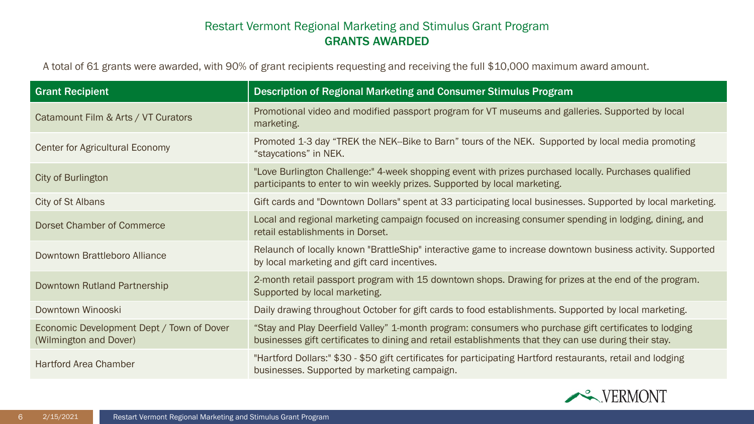# Restart Vermont Regional Marketing and Stimulus Grant Program

## GRANTS AWARDED

A total of 61 grants were awarded, with 90% of grant recipients requesting and receiving the full $10,000 maximum award amount.

| Grant Recipient | Description of Regional Marketing and Consumer Stimulus Program |
|---|---|
| Catamount Film & Arts / VT Curators | Promotional video and modified passport program for VT museums and galleries. Supported by local marketing. |
| Center for Agricultural Economy | Promoted 1-3 day "TREK the NEK--Bike to Barn" tours of the NEK. Supported by local media promoting "staycations" in NEK. |
| City of Burlington | "Love Burlington Challenge:" 4-week shopping event with prizes purchased locally. Purchases qualified participants to enter to win weekly prizes. Supported by local marketing. |
| City of St Albans | Gift cards and "Downtown Dollars" spent at 33 participating local businesses. Supported by local marketing. |
| Dorset Chamber of Commerce | Local and regional marketing campaign focused on increasing consumer spending in lodging, dining, and retail establishments in Dorset. |
| Downtown Brattleboro Alliance | Relaunch of locally known "BrattleShip" interactive game to increase downtown business activity. Supported by local marketing and gift card incentives. |
| Downtown Rutland Partnership | 2-month retail passport program with 15 downtown shops. Drawing for prizes at the end of the program. Supported by local marketing. |
| Downtown Winooski | Daily drawing throughout October for gift cards to food establishments. Supported by local marketing. |
| Economic Development Dept / Town of Dover (Wilmington and Dover) | "Stay and Play Deerfield Valley" 1-month program: consumers who purchase gift certificates to lodging businesses gift certificates to dining and retail establishments that they can use during their stay. |
| Hartford Area Chamber | "Hartford Dollars:" $30 - $50 gift certificates for participating Hartford restaurants, retail and lodging businesses. Supported by marketing campaign. |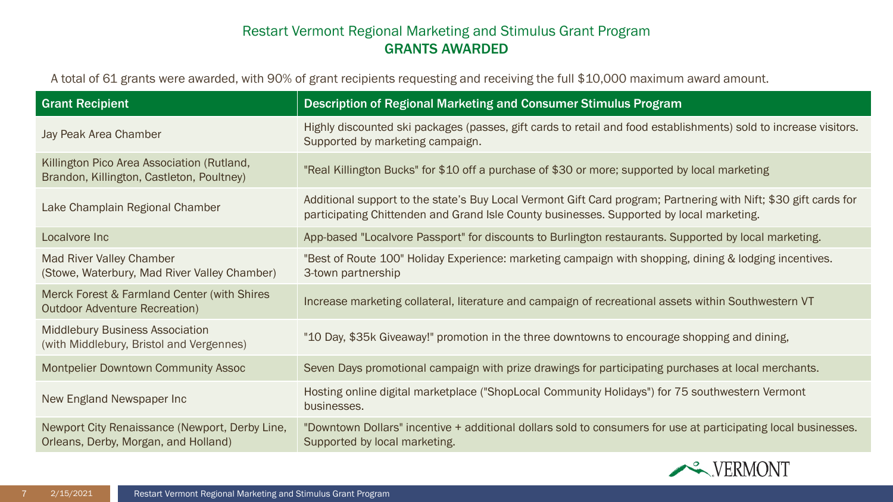## Restart Vermont Regional Marketing and Stimulus Grant Program
## GRANTS AWARDED

A total of 61 grants were awarded, with 90% of grant recipients requesting and receiving the full $10,000 maximum award amount.

| Grant Recipient | Description of Regional Marketing and Consumer Stimulus Program |
|---|---|
| Jay Peak Area Chamber | Highly discounted ski packages (passes, gift cards to retail and food establishments) sold to increase visitors. Supported by marketing campaign. |
| Killington Pico Area Association (Rutland, Brandon, Killington, Castleton, Poultney) | "Real Killington Bucks" for $10 off a purchase of $30 or more; supported by local marketing |
| Lake Champlain Regional Chamber | Additional support to the state's Buy Local Vermont Gift Card program; Partnering with Nift; $30 gift cards for participating Chittenden and Grand Isle County businesses. Supported by local marketing. |
| Localvore Inc | App-based "Localvore Passport" for discounts to Burlington restaurants. Supported by local marketing. |
| Mad River Valley Chamber (Stowe, Waterbury, Mad River Valley Chamber) | "Best of Route 100" Holiday Experience: marketing campaign with shopping, dining & lodging incentives. 3-town partnership |
| Merck Forest & Farmland Center (with Shires Outdoor Adventure Recreation) | Increase marketing collateral, literature and campaign of recreational assets within Southwestern VT |
| Middlebury Business Association (with Middlebury, Bristol and Vergennes) | "10 Day, $35k Giveaway!" promotion in the three downtowns to encourage shopping and dining, |
| Montpelier Downtown Community Assoc | Seven Days promotional campaign with prize drawings for participating purchases at local merchants. |
| New England Newspaper Inc | Hosting online digital marketplace ("ShopLocal Community Holidays") for 75 southwestern Vermont businesses. |
| Newport City Renaissance (Newport, Derby Line, Orleans, Derby, Morgan, and Holland) | "Downtown Dollars" incentive + additional dollars sold to consumers for use at participating local businesses. Supported by local marketing. |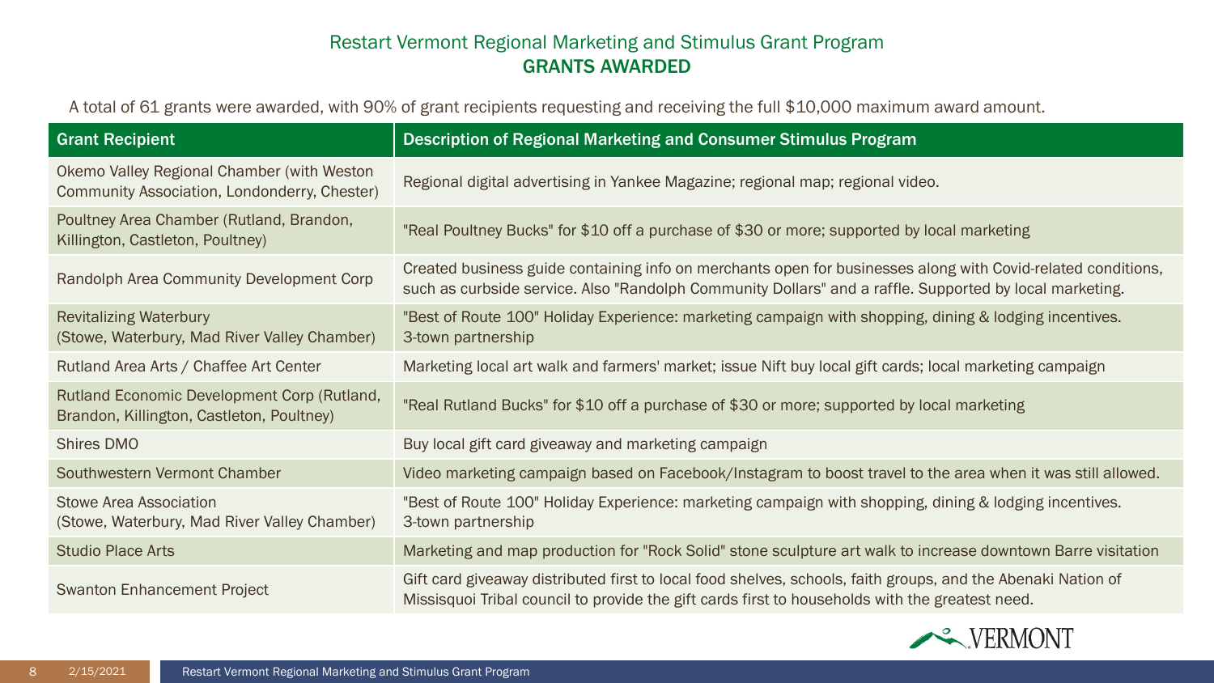# Restart Vermont Regional Marketing and Stimulus Grant Program

## GRANTS AWARDED

A total of 61 grants were awarded, with 90% of grant recipients requesting and receiving the full $10,000 maximum award amount.

| Grant Recipient | Description of Regional Marketing and Consumer Stimulus Program |
| --- | --- |
| Okemo Valley Regional Chamber (with Weston Community Association, Londonderry, Chester) | Regional digital advertising in Yankee Magazine; regional map; regional video. |
| Poultney Area Chamber (Rutland, Brandon, Killington, Castleton, Poultney) | "Real Poultney Bucks" for $10 off a purchase of $30 or more; supported by local marketing |
| Randolph Area Community Development Corp | Created business guide containing info on merchants open for businesses along with Covid-related conditions, such as curbside service. Also "Randolph Community Dollars" and a raffle. Supported by local marketing. |
| Revitalizing Waterbury (Stowe, Waterbury, Mad River Valley Chamber) | "Best of Route 100" Holiday Experience: marketing campaign with shopping, dining & lodging incentives. 3-town partnership |
| Rutland Area Arts / Chaffee Art Center | Marketing local art walk and farmers' market; issue Nift buy local gift cards; local marketing campaign |
| Rutland Economic Development Corp (Rutland, Brandon, Killington, Castleton, Poultney) | "Real Rutland Bucks" for $10 off a purchase of $30 or more; supported by local marketing |
| Shires DMO | Buy local gift card giveaway and marketing campaign |
| Southwestern Vermont Chamber | Video marketing campaign based on Facebook/Instagram to boost travel to the area when it was still allowed. |
| Stowe Area Association (Stowe, Waterbury, Mad River Valley Chamber) | "Best of Route 100" Holiday Experience: marketing campaign with shopping, dining & lodging incentives. 3-town partnership |
| Studio Place Arts | Marketing and map production for "Rock Solid" stone sculpture art walk to increase downtown Barre visitation |
| Swanton Enhancement Project | Gift card giveaway distributed first to local food shelves, schools, faith groups, and the Abenaki Nation of Missisquoi Tribal council to provide the gift cards first to households with the greatest need. |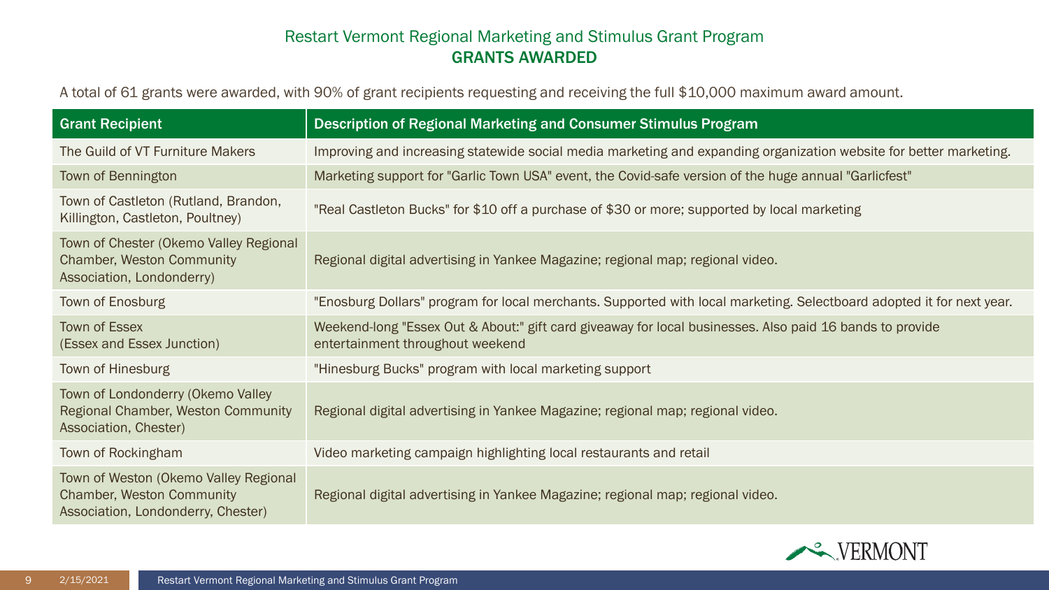# Restart Vermont Regional Marketing and Stimulus Grant Program

## GRANTS AWARDED

A total of 61 grants were awarded, with 90% of grant recipients requesting and receiving the full $10,000 maximum award amount.

| Grant Recipient | Description of Regional Marketing and Consumer Stimulus Program |
|---|---|
| The Guild of VT Furniture Makers | Improving and increasing statewide social media marketing and expanding organization website for better marketing. |
| Town of Bennington | Marketing support for "Garlic Town USA" event, the Covid-safe version of the huge annual "Garlicfest" |
| Town of Castleton (Rutland, Brandon, Killington, Castleton, Poultney) | "Real Castleton Bucks" for $10 off a purchase of $30 or more; supported by local marketing |
| Town of Chester (Okemo Valley Regional Chamber, Weston Community Association, Londonderry) | Regional digital advertising in Yankee Magazine; regional map; regional video. |
| Town of Enosburg | "Enosburg Dollars" program for local merchants. Supported with local marketing. Selectboard adopted it for next year. |
| Town of Essex (Essex and Essex Junction) | Weekend-long "Essex Out & About:" gift card giveaway for local businesses. Also paid 16 bands to provide entertainment throughout weekend |
| Town of Hinesburg | "Hinesburg Bucks" program with local marketing support |
| Town of Londonderry (Okemo Valley Regional Chamber, Weston Community Association, Chester) | Regional digital advertising in Yankee Magazine; regional map; regional video. |
| Town of Rockingham | Video marketing campaign highlighting local restaurants and retail |
| Town of Weston (Okemo Valley Regional Chamber, Weston Community Association, Londonderry, Chester) | Regional digital advertising in Yankee Magazine; regional map; regional video. |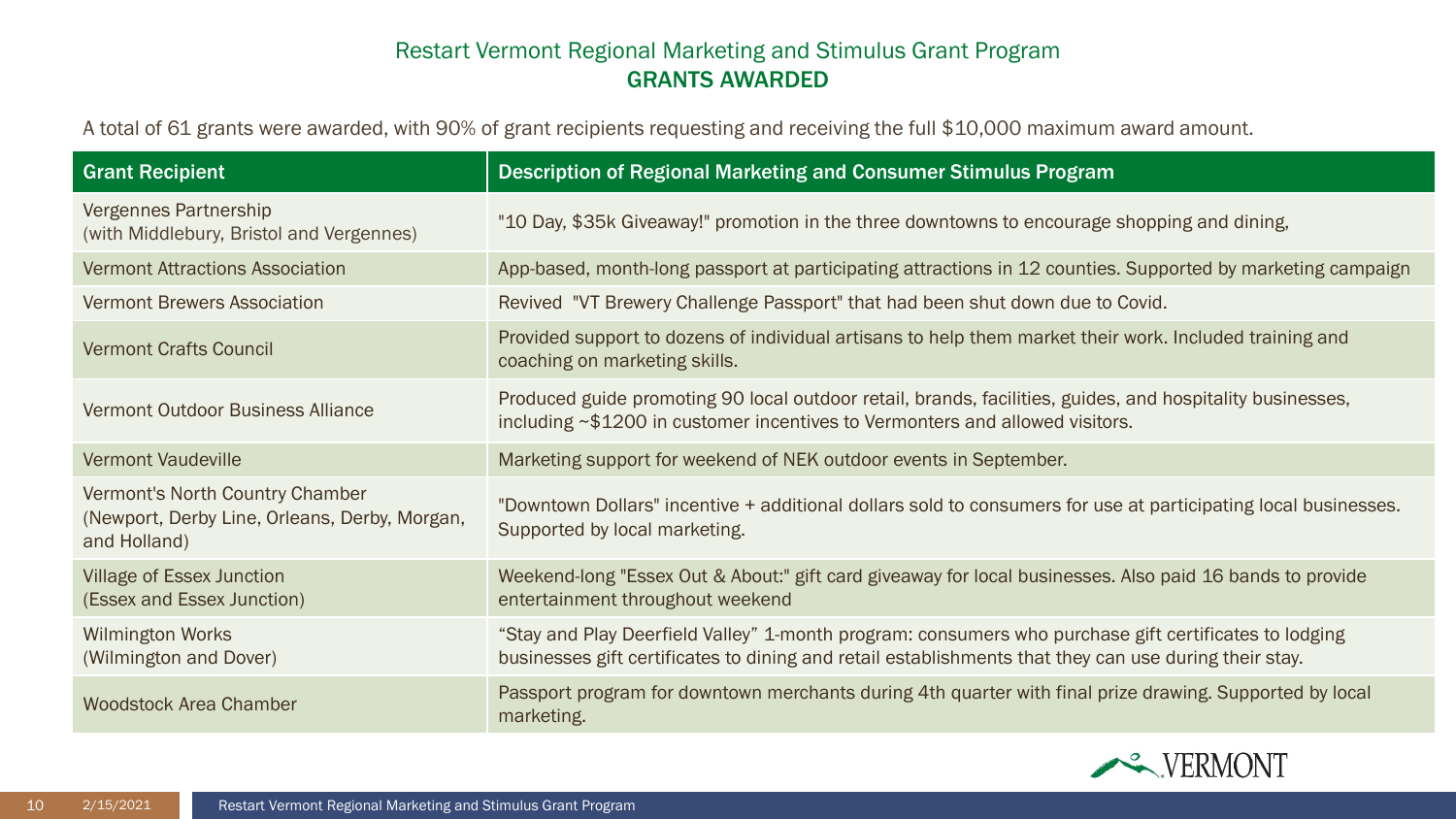## Restart Vermont Regional Marketing and Stimulus Grant Program
## GRANTS AWARDED

A total of 61 grants were awarded, with 90% of grant recipients requesting and receiving the full $10,000 maximum award amount.

| Grant Recipient | Description of Regional Marketing and Consumer Stimulus Program |
|---|---|
| Vergennes Partnership (with Middlebury, Bristol and Vergennes) | "10 Day, $35k Giveaway!" promotion in the three downtowns to encourage shopping and dining, |
| Vermont Attractions Association | App-based, month-long passport at participating attractions in 12 counties. Supported by marketing campaign |
| Vermont Brewers Association | Revived  "VT Brewery Challenge Passport" that had been shut down due to Covid. |
| Vermont Crafts Council | Provided support to dozens of individual artisans to help them market their work. Included training and coaching on marketing skills. |
| Vermont Outdoor Business Alliance | Produced guide promoting 90 local outdoor retail, brands, facilities, guides, and hospitality businesses, including ~$1200 in customer incentives to Vermonters and allowed visitors. |
| Vermont Vaudeville | Marketing support for weekend of NEK outdoor events in September. |
| Vermont's North Country Chamber (Newport, Derby Line, Orleans, Derby, Morgan, and Holland) | "Downtown Dollars" incentive + additional dollars sold to consumers for use at participating local businesses. Supported by local marketing. |
| Village of Essex Junction (Essex and Essex Junction) | Weekend-long "Essex Out & About:" gift card giveaway for local businesses. Also paid 16 bands to provide entertainment throughout weekend |
| Wilmington Works (Wilmington and Dover) | "Stay and Play Deerfield Valley" 1-month program: consumers who purchase gift certificates to lodging businesses gift certificates to dining and retail establishments that they can use during their stay. |
| Woodstock Area Chamber | Passport program for downtown merchants during 4th quarter with final prize drawing. Supported by local marketing. |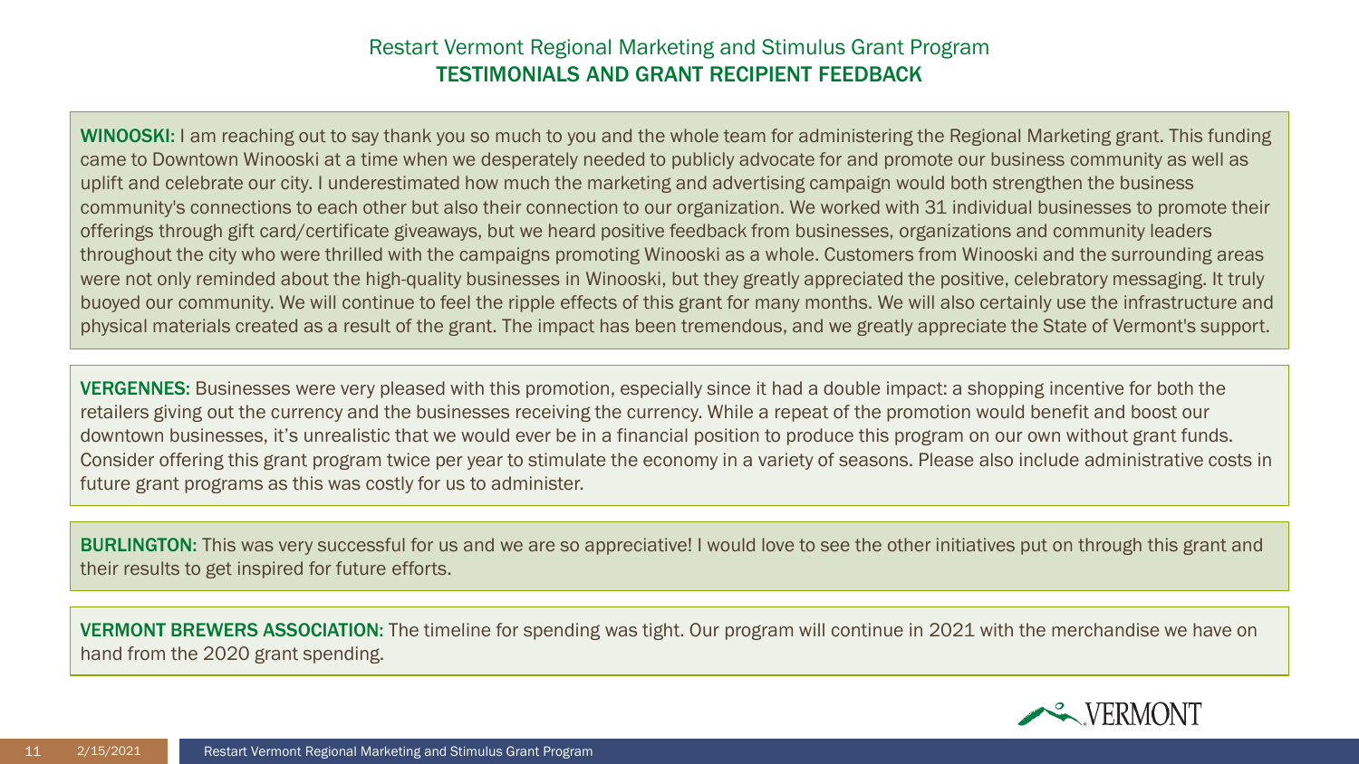## Restart Vermont Regional Marketing and Stimulus Grant Program
## TESTIMONIALS AND GRANT RECIPIENT FEEDBACK

**WINOOSKI:** I am reaching out to say thank you so much to you and the whole team for administering the Regional Marketing grant. This funding came to Downtown Winooski at a time when we desperately needed to publicly advocate for and promote our business community as well as uplift and celebrate our city. I underestimated how much the marketing and advertising campaign would both strengthen the business community's connections to each other but also their connection to our organization. We worked with 31 individual businesses to promote their offerings through gift card/certificate giveaways, but we heard positive feedback from businesses, organizations and community leaders throughout the city who were thrilled with the campaigns promoting Winooski as a whole. Customers from Winooski and the surrounding areas were not only reminded about the high-quality businesses in Winooski, but they greatly appreciated the positive, celebratory messaging. It truly buoyed our community. We will continue to feel the ripple effects of this grant for many months. We will also certainly use the infrastructure and physical materials created as a result of the grant. The impact has been tremendous, and we greatly appreciate the State of Vermont's support.

**VERGENNES:** Businesses were very pleased with this promotion, especially since it had a double impact: a shopping incentive for both the retailers giving out the currency and the businesses receiving the currency. While a repeat of the promotion would benefit and boost our downtown businesses, it's unrealistic that we would ever be in a financial position to produce this program on our own without grant funds. Consider offering this grant program twice per year to stimulate the economy in a variety of seasons. Please also include administrative costs in future grant programs as this was costly for us to administer.

**BURLINGTON:** This was very successful for us and we are so appreciative! I would love to see the other initiatives put on through this grant and their results to get inspired for future efforts.

**VERMONT BREWERS ASSOCIATION:** The timeline for spending was tight. Our program will continue in 2021 with the merchandise we have on hand from the 2020 grant spending.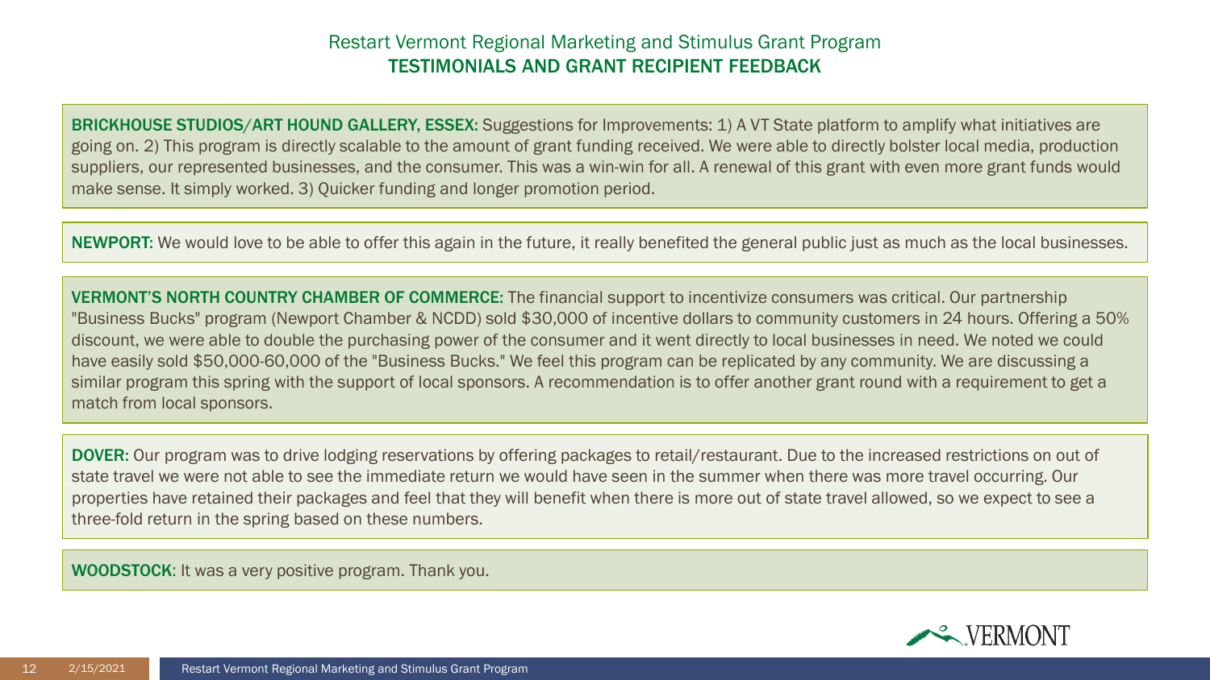## Restart Vermont Regional Marketing and Stimulus Grant Program

### TESTIMONIALS AND GRANT RECIPIENT FEEDBACK

**BRICKHOUSE STUDIOS/ART HOUND GALLERY, ESSEX:** Suggestions for Improvements: 1) A VT State platform to amplify what initiatives are going on. 2) This program is directly scalable to the amount of grant funding received. We were able to directly bolster local media, production suppliers, our represented businesses, and the consumer. This was a win-win for all. A renewal of this grant with even more grant funds would make sense. It simply worked. 3) Quicker funding and longer promotion period.

**NEWPORT:** We would love to be able to offer this again in the future, it really benefited the general public just as much as the local businesses.

**VERMONT'S NORTH COUNTRY CHAMBER OF COMMERCE:** The financial support to incentivize consumers was critical. Our partnership "Business Bucks" program (Newport Chamber & NCDD) sold $30,000 of incentive dollars to community customers in 24 hours. Offering a 50% discount, we were able to double the purchasing power of the consumer and it went directly to local businesses in need. We noted we could have easily sold $50,000-60,000 of the "Business Bucks." We feel this program can be replicated by any community. We are discussing a similar program this spring with the support of local sponsors. A recommendation is to offer another grant round with a requirement to get a match from local sponsors.

**DOVER:** Our program was to drive lodging reservations by offering packages to retail/restaurant. Due to the increased restrictions on out of state travel we were not able to see the immediate return we would have seen in the summer when there was more travel occurring. Our properties have retained their packages and feel that they will benefit when there is more out of state travel allowed, so we expect to see a three-fold return in the spring based on these numbers.

**WOODSTOCK:** It was a very positive program. Thank you.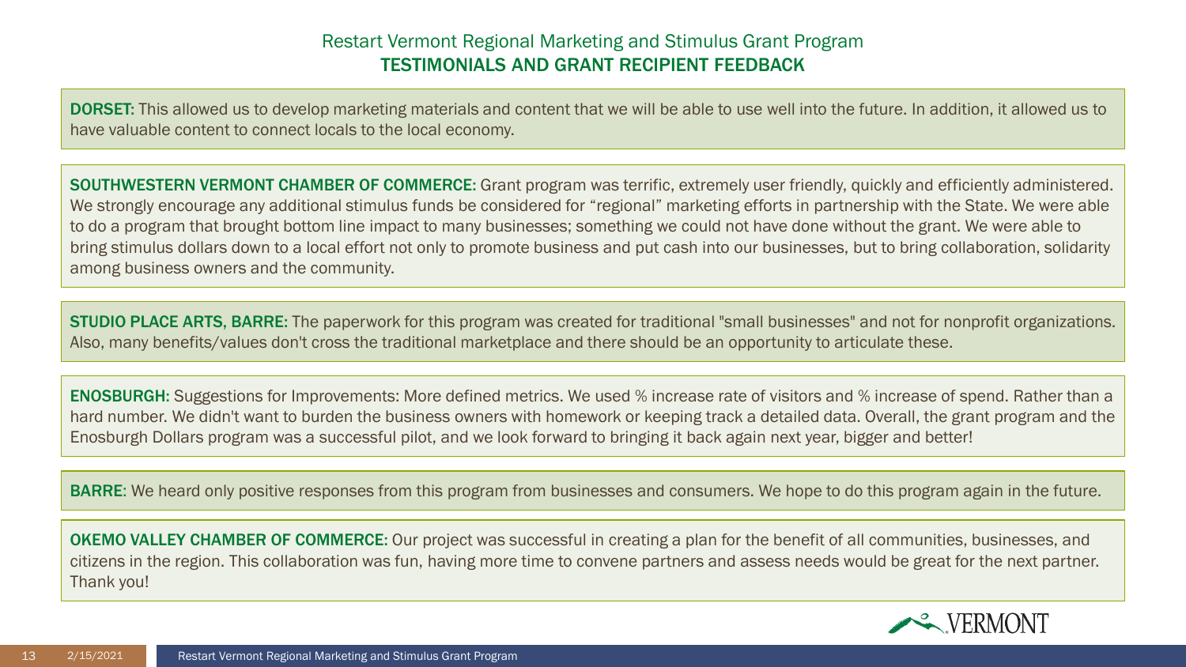## Restart Vermont Regional Marketing and Stimulus Grant Program
## TESTIMONIALS AND GRANT RECIPIENT FEEDBACK

**DORSET:** This allowed us to develop marketing materials and content that we will be able to use well into the future. In addition, it allowed us to have valuable content to connect locals to the local economy.

**SOUTHWESTERN VERMONT CHAMBER OF COMMERCE:** Grant program was terrific, extremely user friendly, quickly and efficiently administered. We strongly encourage any additional stimulus funds be considered for "regional" marketing efforts in partnership with the State. We were able to do a program that brought bottom line impact to many businesses; something we could not have done without the grant. We were able to bring stimulus dollars down to a local effort not only to promote business and put cash into our businesses, but to bring collaboration, solidarity among business owners and the community.

**STUDIO PLACE ARTS, BARRE:** The paperwork for this program was created for traditional "small businesses" and not for nonprofit organizations. Also, many benefits/values don't cross the traditional marketplace and there should be an opportunity to articulate these.

**ENOSBURGH:** Suggestions for Improvements: More defined metrics. We used % increase rate of visitors and % increase of spend. Rather than a hard number. We didn't want to burden the business owners with homework or keeping track a detailed data. Overall, the grant program and the Enosburgh Dollars program was a successful pilot, and we look forward to bringing it back again next year, bigger and better!

**BARRE:** We heard only positive responses from this program from businesses and consumers. We hope to do this program again in the future.

**OKEMO VALLEY CHAMBER OF COMMERCE:** Our project was successful in creating a plan for the benefit of all communities, businesses, and citizens in the region. This collaboration was fun, having more time to convene partners and assess needs would be great for the next partner. Thank you!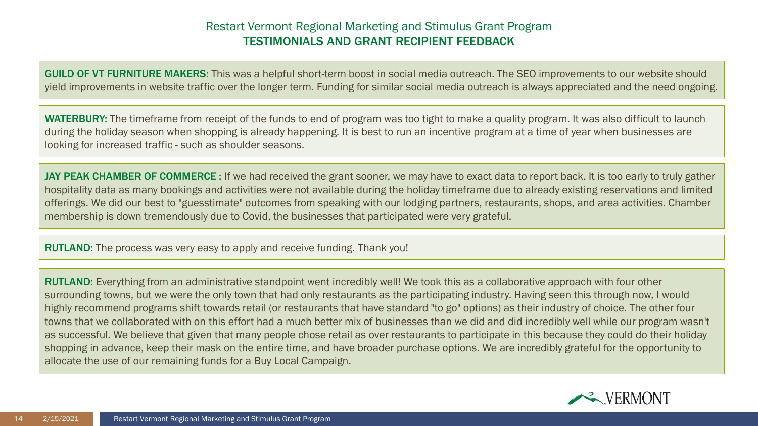# Restart Vermont Regional Marketing and Stimulus Grant Program

## TESTIMONIALS AND GRANT RECIPIENT FEEDBACK

**GUILD OF VT FURNITURE MAKERS:** This was a helpful short-term boost in social media outreach. The SEO improvements to our website should yield improvements in website traffic over the longer term. Funding for similar social media outreach is always appreciated and the need ongoing.

**WATERBURY:** The timeframe from receipt of the funds to end of program was too tight to make a quality program. It was also difficult to launch during the holiday season when shopping is already happening. It is best to run an incentive program at a time of year when businesses are looking for increased traffic - such as shoulder seasons.

**JAY PEAK CHAMBER OF COMMERCE :** If we had received the grant sooner, we may have to exact data to report back. It is too early to truly gather hospitality data as many bookings and activities were not available during the holiday timeframe due to already existing reservations and limited offerings. We did our best to "guesstimate" outcomes from speaking with our lodging partners, restaurants, shops, and area activities. Chamber membership is down tremendously due to Covid, the businesses that participated were very grateful.

**RUTLAND:** The process was very easy to apply and receive funding. Thank you!

**RUTLAND:** Everything from an administrative standpoint went incredibly well! We took this as a collaborative approach with four other surrounding towns, but we were the only town that had only restaurants as the participating industry. Having seen this through now, I would highly recommend programs shift towards retail (or restaurants that have standard "to go" options) as their industry of choice. The other four towns that we collaborated with on this effort had a much better mix of businesses than we did and did incredibly well while our program wasn't as successful. We believe that given that many people chose retail as over restaurants to participate in this because they could do their holiday shopping in advance, keep their mask on the entire time, and have broader purchase options. We are incredibly grateful for the opportunity to allocate the use of our remaining funds for a Buy Local Campaign.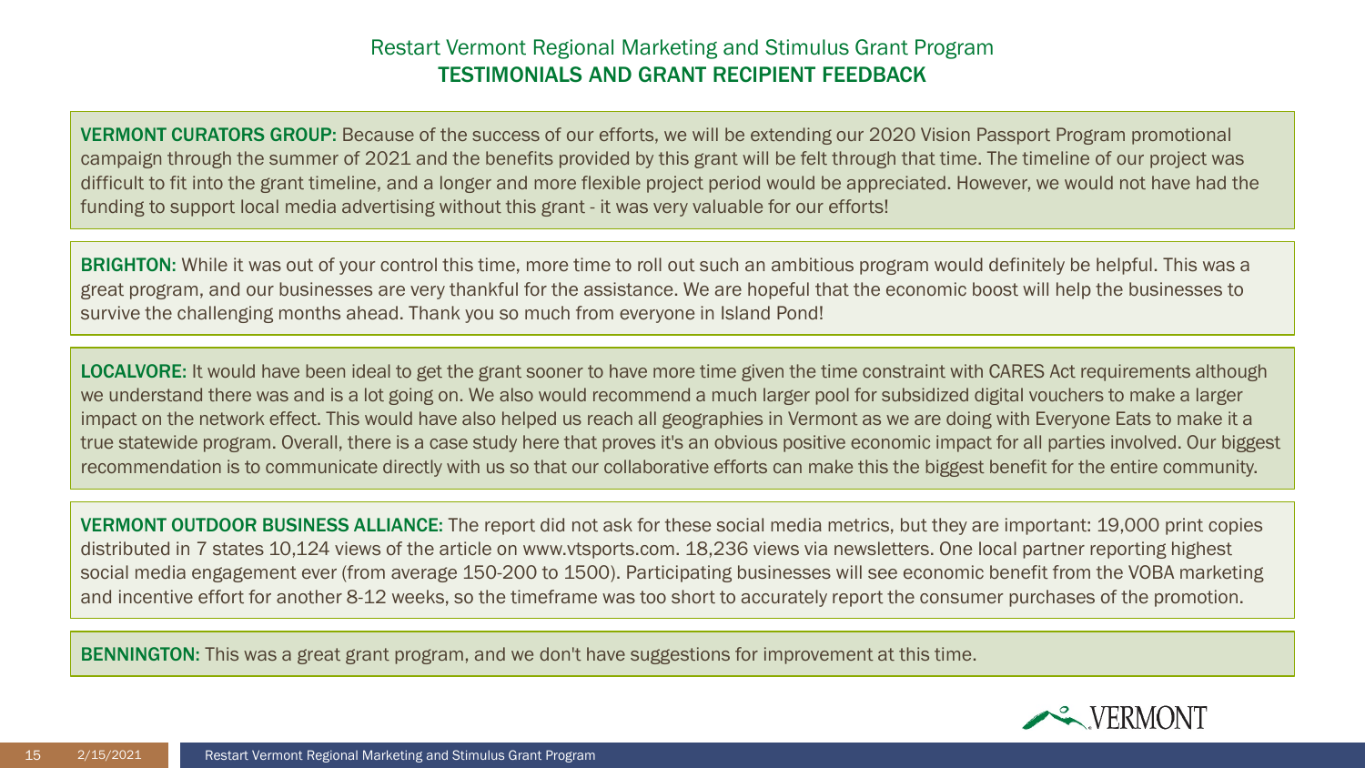## Restart Vermont Regional Marketing and Stimulus Grant Program

### TESTIMONIALS AND GRANT RECIPIENT FEEDBACK

**VERMONT CURATORS GROUP:** Because of the success of our efforts, we will be extending our 2020 Vision Passport Program promotional campaign through the summer of 2021 and the benefits provided by this grant will be felt through that time. The timeline of our project was difficult to fit into the grant timeline, and a longer and more flexible project period would be appreciated. However, we would not have had the funding to support local media advertising without this grant - it was very valuable for our efforts!

**BRIGHTON:** While it was out of your control this time, more time to roll out such an ambitious program would definitely be helpful. This was a great program, and our businesses are very thankful for the assistance. We are hopeful that the economic boost will help the businesses to survive the challenging months ahead. Thank you so much from everyone in Island Pond!

**LOCALVORE:** It would have been ideal to get the grant sooner to have more time given the time constraint with CARES Act requirements although we understand there was and is a lot going on. We also would recommend a much larger pool for subsidized digital vouchers to make a larger impact on the network effect. This would have also helped us reach all geographies in Vermont as we are doing with Everyone Eats to make it a true statewide program. Overall, there is a case study here that proves it's an obvious positive economic impact for all parties involved. Our biggest recommendation is to communicate directly with us so that our collaborative efforts can make this the biggest benefit for the entire community.

**VERMONT OUTDOOR BUSINESS ALLIANCE:** The report did not ask for these social media metrics, but they are important: 19,000 print copies distributed in 7 states 10,124 views of the article on www.vtsports.com. 18,236 views via newsletters. One local partner reporting highest social media engagement ever (from average 150-200 to 1500). Participating businesses will see economic benefit from the VOBA marketing and incentive effort for another 8-12 weeks, so the timeframe was too short to accurately report the consumer purchases of the promotion.

**BENNINGTON:** This was a great grant program, and we don't have suggestions for improvement at this time.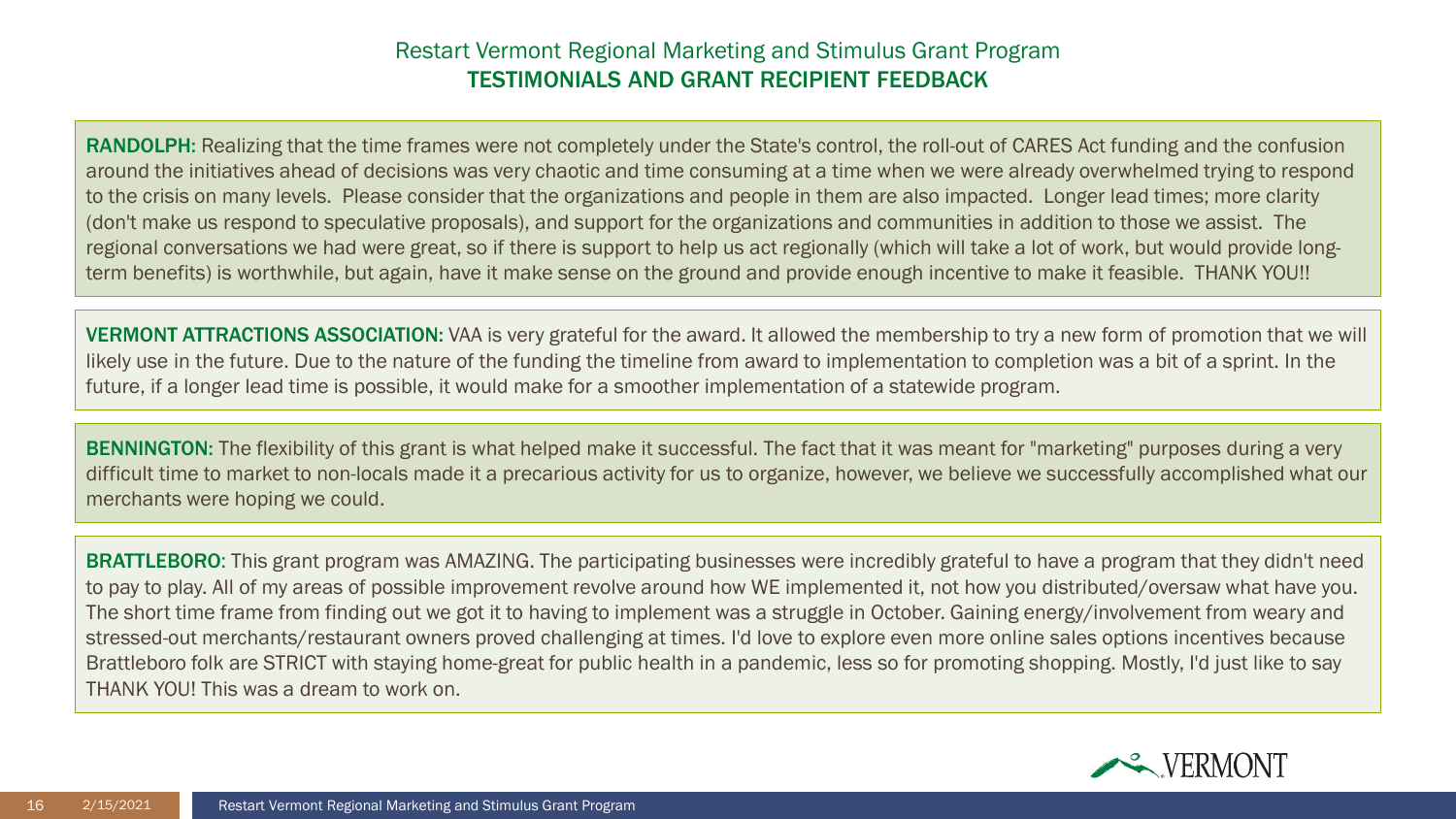Restart Vermont Regional Marketing and Stimulus Grant Program

## TESTIMONIALS AND GRANT RECIPIENT FEEDBACK

**RANDOLPH:** Realizing that the time frames were not completely under the State's control, the roll-out of CARES Act funding and the confusion around the initiatives ahead of decisions was very chaotic and time consuming at a time when we were already overwhelmed trying to respond to the crisis on many levels. Please consider that the organizations and people in them are also impacted. Longer lead times; more clarity (don't make us respond to speculative proposals), and support for the organizations and communities in addition to those we assist. The regional conversations we had were great, so if there is support to help us act regionally (which will take a lot of work, but would provide long-term benefits) is worthwhile, but again, have it make sense on the ground and provide enough incentive to make it feasible. THANK YOU!!

**VERMONT ATTRACTIONS ASSOCIATION:** VAA is very grateful for the award. It allowed the membership to try a new form of promotion that we will likely use in the future. Due to the nature of the funding the timeline from award to implementation to completion was a bit of a sprint. In the future, if a longer lead time is possible, it would make for a smoother implementation of a statewide program.

**BENNINGTON:** The flexibility of this grant is what helped make it successful. The fact that it was meant for "marketing" purposes during a very difficult time to market to non-locals made it a precarious activity for us to organize, however, we believe we successfully accomplished what our merchants were hoping we could.

**BRATTLEBORO:** This grant program was AMAZING. The participating businesses were incredibly grateful to have a program that they didn't need to pay to play. All of my areas of possible improvement revolve around how WE implemented it, not how you distributed/oversaw what have you. The short time frame from finding out we got it to having to implement was a struggle in October. Gaining energy/involvement from weary and stressed-out merchants/restaurant owners proved challenging at times. I'd love to explore even more online sales options incentives because Brattleboro folk are STRICT with staying home-great for public health in a pandemic, less so for promoting shopping. Mostly, I'd just like to say THANK YOU! This was a dream to work on.